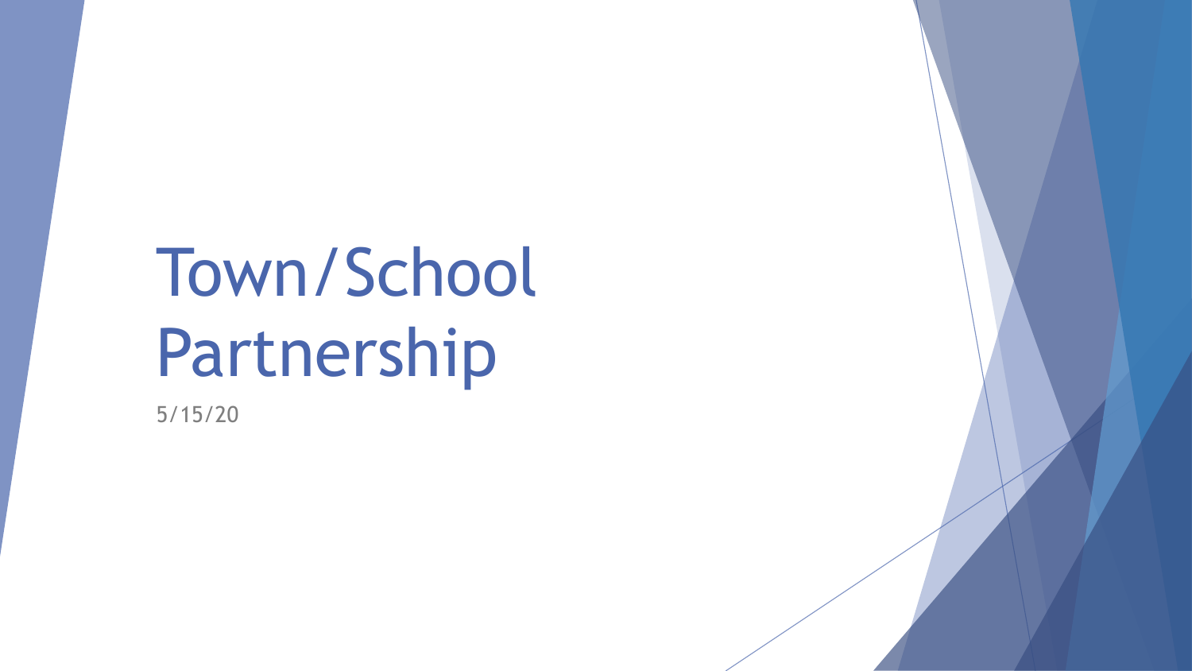# Town/School Partnership

5/15/20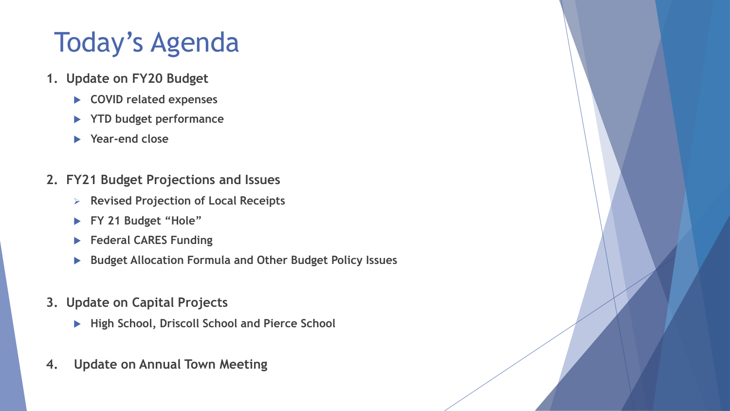# Today's Agenda

1. **Update on FY20 Budget**
   - **COVID related expenses**
   - **YTD budget performance**
   - **Year-end close**

2. **FY21 Budget Projections and Issues**
   - **Revised Projection of Local Receipts**
   - **FY 21 Budget "Hole"**
   - **Federal CARES Funding**
   - **Budget Allocation Formula and Other Budget Policy Issues**

3. **Update on Capital Projects**
   - **High School, Driscoll School and Pierce School**

4. **Update on Annual Town Meeting**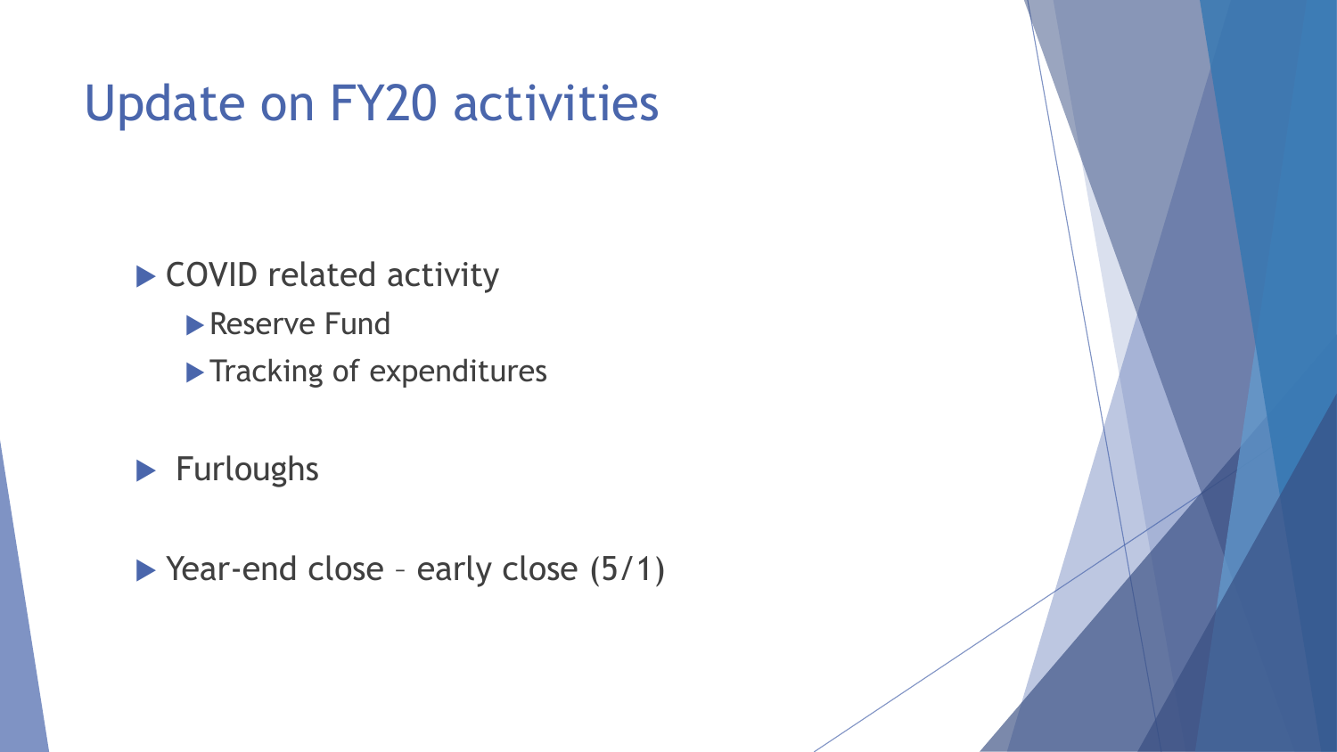# Update on FY20 activities

- COVID related activity
  - Reserve Fund
  - Tracking of expenditures
- Furloughs
- Year-end close – early close (5/1)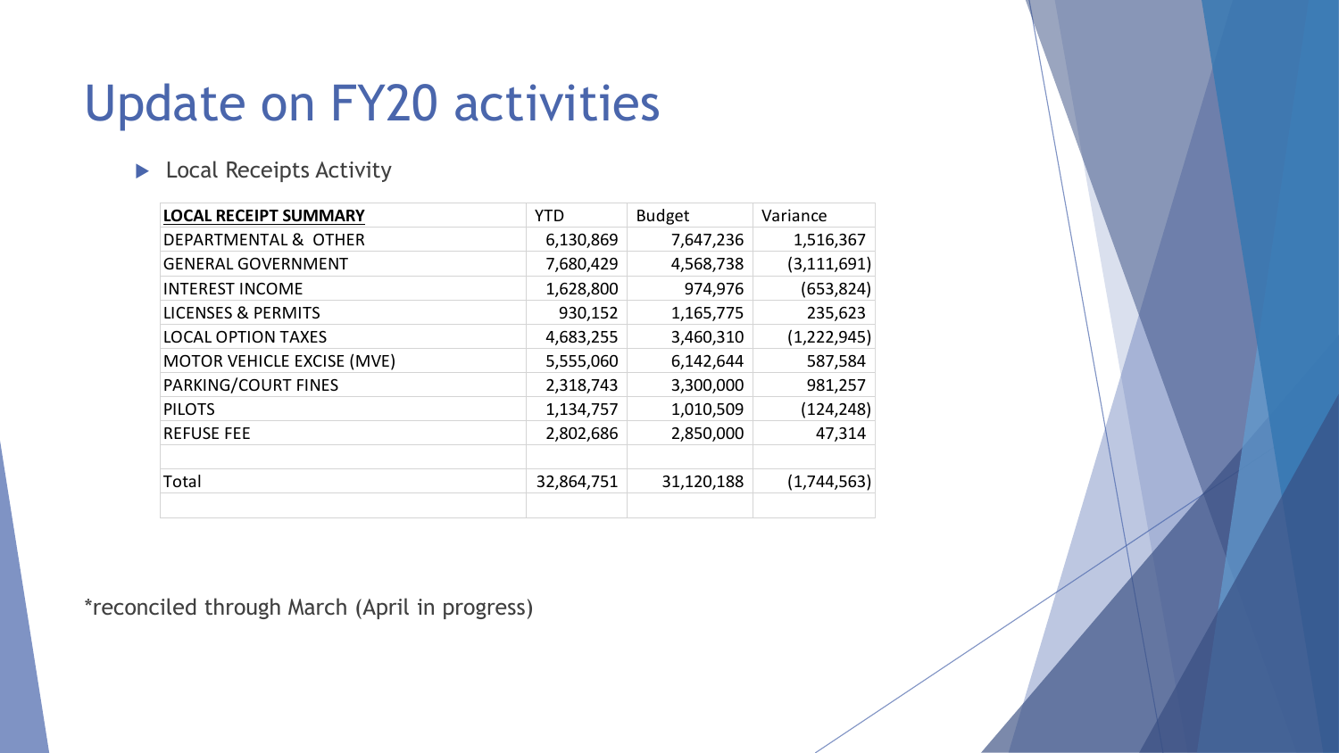# Update on FY20 activities

- Local Receipts Activity

| **LOCAL RECEIPT SUMMARY** | YTD | Budget | Variance |
|---|---|---|---|
| DEPARTMENTAL & OTHER | 6,130,869 | 7,647,236 | 1,516,367 |
| GENERAL GOVERNMENT | 7,680,429 | 4,568,738 | (3,111,691) |
| INTEREST INCOME | 1,628,800 | 974,976 | (653,824) |
| LICENSES & PERMITS | 930,152 | 1,165,775 | 235,623 |
| LOCAL OPTION TAXES | 4,683,255 | 3,460,310 | (1,222,945) |
| MOTOR VEHICLE EXCISE (MVE) | 5,555,060 | 6,142,644 | 587,584 |
| PARKING/COURT FINES | 2,318,743 | 3,300,000 | 981,257 |
| PILOTS | 1,134,757 | 1,010,509 | (124,248) |
| REFUSE FEE | 2,802,686 | 2,850,000 | 47,314 |
| | | | |
| Total | 32,864,751 | 31,120,188 | (1,744,563) |
| | | | |

*reconciled through March (April in progress)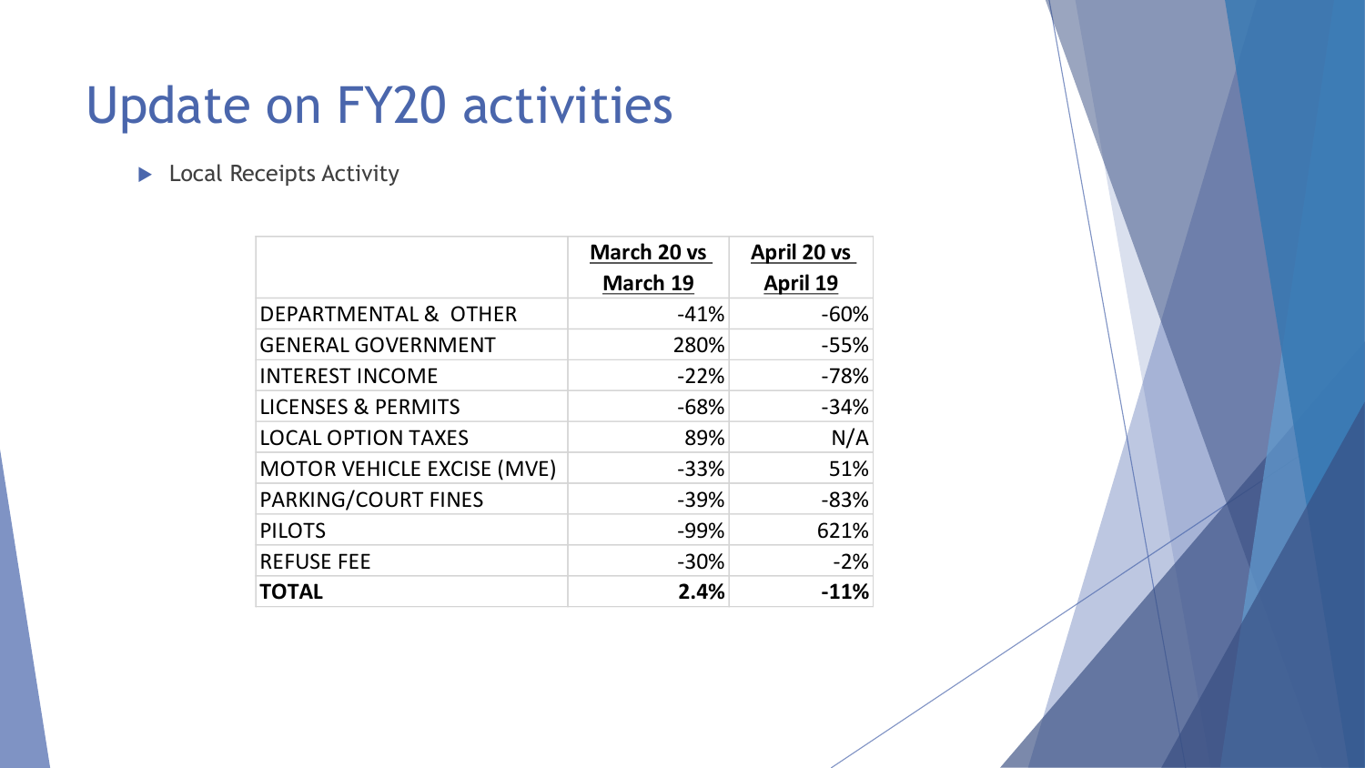# Update on FY20 activities

- Local Receipts Activity

| | March 20 vs March 19 | April 20 vs April 19 |
|---|---:|---:|
| DEPARTMENTAL & OTHER | -41% | -60% |
| GENERAL GOVERNMENT | 280% | -55% |
| INTEREST INCOME | -22% | -78% |
| LICENSES & PERMITS | -68% | -34% |
| LOCAL OPTION TAXES | 89% | N/A |
| MOTOR VEHICLE EXCISE (MVE) | -33% | 51% |
| PARKING/COURT FINES | -39% | -83% |
| PILOTS | -99% | 621% |
| REFUSE FEE | -30% | -2% |
| **TOTAL** | **2.4%** | **-11%** |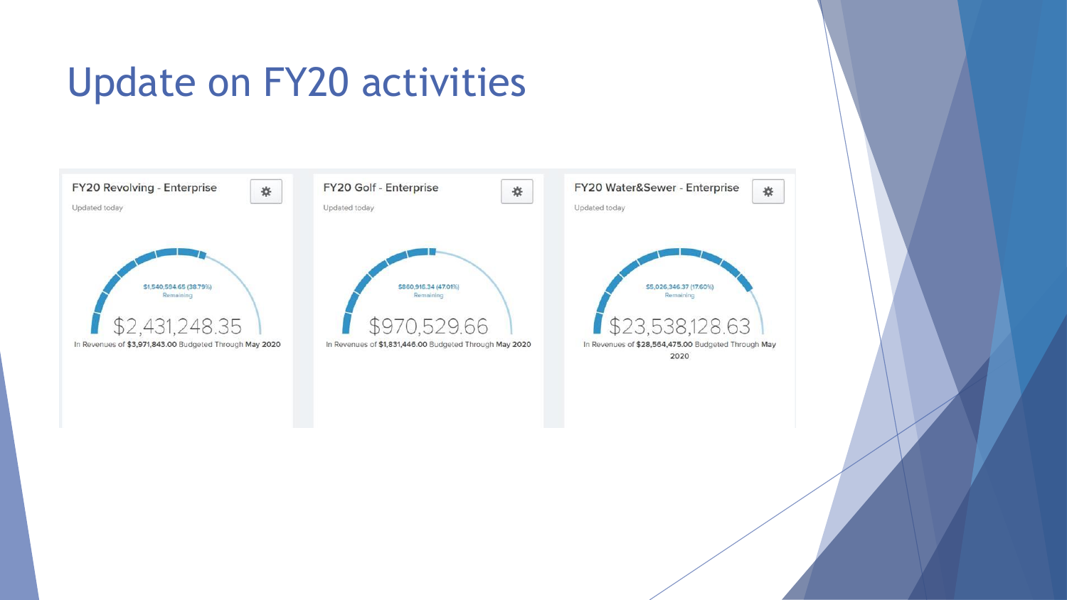# Update on FY20 activities

## FY20 Revolving - Enterprise

Updated today

$1,540,594.65 (38.79%)
Remaining

$2,431,248.35

In Revenues of **$3,971,843.00** Budgeted Through **May 2020**

## FY20 Golf - Enterprise

Updated today

$860,916.34 (47.01%)
Remaining

$970,529.66

In Revenues of **$1,831,446.00** Budgeted Through **May 2020**

## FY20 Water&Sewer - Enterprise

Updated today

$5,026,346.37 (17.60%)
Remaining

$23,538,128.63

In Revenues of **$28,564,475.00** Budgeted Through **May 2020**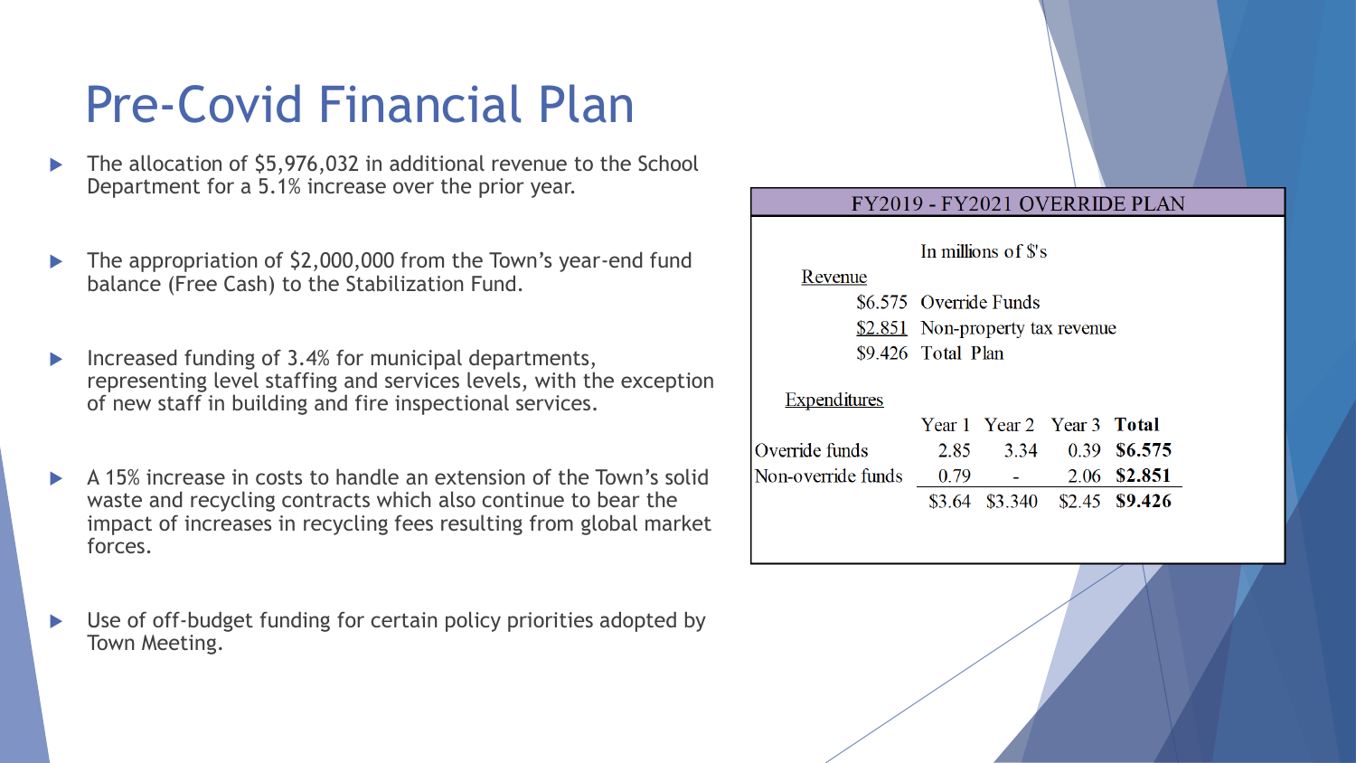# Pre-Covid Financial Plan

- The allocation of $5,976,032 in additional revenue to the School Department for a 5.1% increase over the prior year.
- The appropriation of $2,000,000 from the Town's year-end fund balance (Free Cash) to the Stabilization Fund.
- Increased funding of 3.4% for municipal departments, representing level staffing and services levels, with the exception of new staff in building and fire inspectional services.
- A 15% increase in costs to handle an extension of the Town's solid waste and recycling contracts which also continue to bear the impact of increases in recycling fees resulting from global market forces.
- Use of off-budget funding for certain policy priorities adopted by Town Meeting.

**FY2019 - FY2021 OVERRIDE PLAN**

In millions of $'s

Revenue

| | |
|---|---|
| $6.575 | Override Funds |
| $2.851 | Non-property tax revenue |
| $9.426 | Total Plan |

Expenditures

| | Year 1 | Year 2 | Year 3 | **Total** |
|---|---|---|---|---|
| Override funds | 2.85 | 3.34 | 0.39 | **$6.575** |
| Non-override funds | 0.79 | - | 2.06 | **$2.851** |
| | $3.64 | $3.340 | $2.45 | **$9.426** |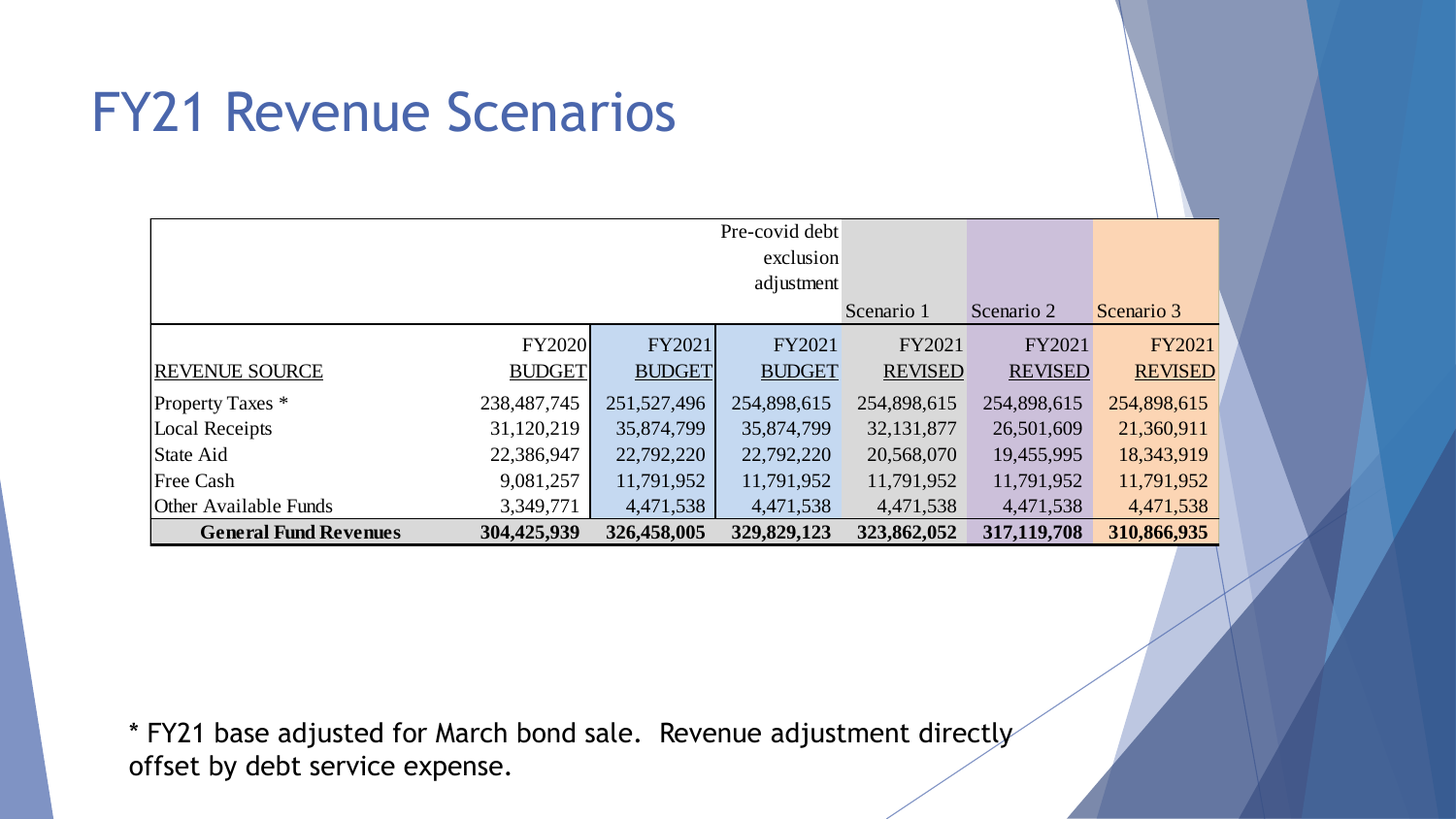# FY21 Revenue Scenarios

| | | | Pre-covid debt exclusion adjustment | Scenario 1 | Scenario 2 | Scenario 3 |
|---|---|---|---|---|---|---|
| REVENUE SOURCE | FY2020 BUDGET | FY2021 BUDGET | FY2021 BUDGET | FY2021 REVISED | FY2021 REVISED | FY2021 REVISED |
| Property Taxes * | 238,487,745 | 251,527,496 | 254,898,615 | 254,898,615 | 254,898,615 | 254,898,615 |
| Local Receipts | 31,120,219 | 35,874,799 | 35,874,799 | 32,131,877 | 26,501,609 | 21,360,911 |
| State Aid | 22,386,947 | 22,792,220 | 22,792,220 | 20,568,070 | 19,455,995 | 18,343,919 |
| Free Cash | 9,081,257 | 11,791,952 | 11,791,952 | 11,791,952 | 11,791,952 | 11,791,952 |
| Other Available Funds | 3,349,771 | 4,471,538 | 4,471,538 | 4,471,538 | 4,471,538 | 4,471,538 |
| **General Fund Revenues** | **304,425,939** | **326,458,005** | **329,829,123** | **323,862,052** | **317,119,708** | **310,866,935** |

* FY21 base adjusted for March bond sale. Revenue adjustment directly offset by debt service expense.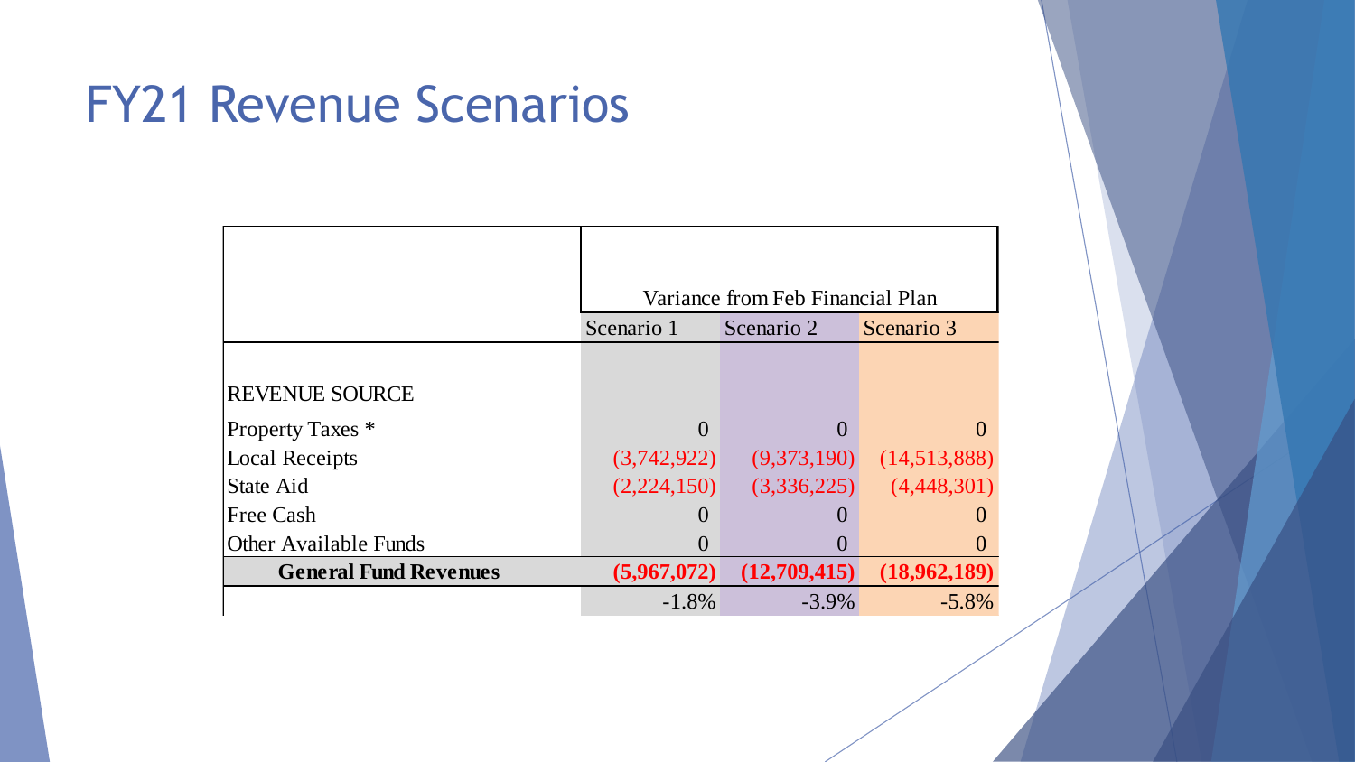# FY21 Revenue Scenarios

| | Variance from Feb Financial Plan | | |
|---|---|---|---|
| | Scenario 1 | Scenario 2 | Scenario 3 |
| REVENUE SOURCE | | | |
| Property Taxes * | 0 | 0 | 0 |
| Local Receipts | (3,742,922) | (9,373,190) | (14,513,888) |
| State Aid | (2,224,150) | (3,336,225) | (4,448,301) |
| Free Cash | 0 | 0 | 0 |
| Other Available Funds | 0 | 0 | 0 |
| **General Fund Revenues** | **(5,967,072)** | **(12,709,415)** | **(18,962,189)** |
| | -1.8% | -3.9% | -5.8% |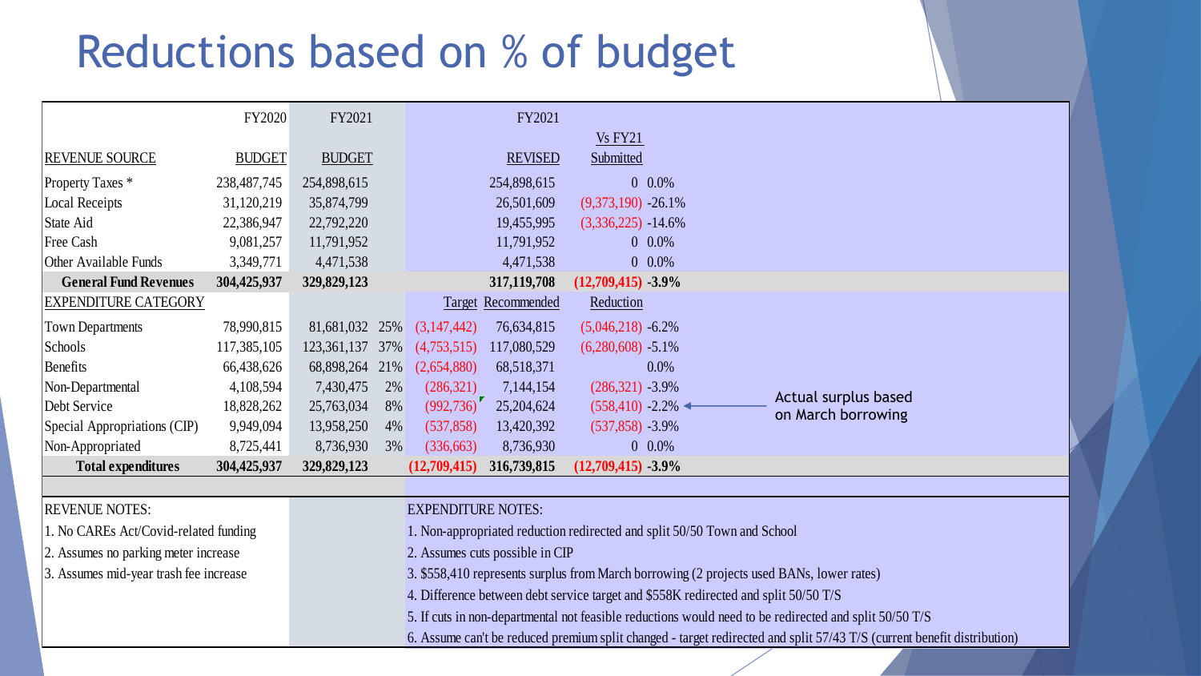# Reductions based on % of budget

| REVENUE SOURCE | FY2020 BUDGET | FY2021 BUDGET | | | FY2021 REVISED | Vs FY21 Submitted | |
|---|---|---|---|---|---|---|---|
| Property Taxes * | 238,487,745 | 254,898,615 | | | 254,898,615 | 0 | 0.0% |
| Local Receipts | 31,120,219 | 35,874,799 | | | 26,501,609 | (9,373,190) | -26.1% |
| State Aid | 22,386,947 | 22,792,220 | | | 19,455,995 | (3,336,225) | -14.6% |
| Free Cash | 9,081,257 | 11,791,952 | | | 11,791,952 | 0 | 0.0% |
| Other Available Funds | 3,349,771 | 4,471,538 | | | 4,471,538 | 0 | 0.0% |
| **General Fund Revenues** | **304,425,937** | **329,829,123** | | | **317,119,708** | **(12,709,415)** | **-3.9%** |
| EXPENDITURE CATEGORY | | | | Target | Recommended | Reduction | |
| Town Departments | 78,990,815 | 81,681,032 | 25% | (3,147,442) | 76,634,815 | (5,046,218) | -6.2% |
| Schools | 117,385,105 | 123,361,137 | 37% | (4,753,515) | 117,080,529 | (6,280,608) | -5.1% |
| Benefits | 66,438,626 | 68,898,264 | 21% | (2,654,880) | 68,518,371 | | 0.0% |
| Non-Departmental | 4,108,594 | 7,430,475 | 2% | (286,321) | 7,144,154 | (286,321) | -3.9% |
| Debt Service | 18,828,262 | 25,763,034 | 8% | (992,736) | 25,204,624 | (558,410) | -2.2% ← Actual surplus based on March borrowing |
| Special Appropriations (CIP) | 9,949,094 | 13,958,250 | 4% | (537,858) | 13,420,392 | (537,858) | -3.9% |
| Non-Appropriated | 8,725,441 | 8,736,930 | 3% | (336,663) | 8,736,930 | 0 | 0.0% |
| **Total expenditures** | **304,425,937** | **329,829,123** | | **(12,709,415)** | **316,739,815** | **(12,709,415)** | **-3.9%** |

REVENUE NOTES:

1. No CAREs Act/Covid-related funding
2. Assumes no parking meter increase
3. Assumes mid-year trash fee increase

EXPENDITURE NOTES:

1. Non-appropriated reduction redirected and split 50/50 Town and School
2. Assumes cuts possible in CIP
3. $558,410 represents surplus from March borrowing (2 projects used BANs, lower rates)
4. Difference between debt service target and $558K redirected and split 50/50 T/S
5. If cuts in non-departmental not feasible reductions would need to be redirected and split 50/50 T/S
6. Assume can't be reduced premium split changed - target redirected and split 57/43 T/S (current benefit distribution)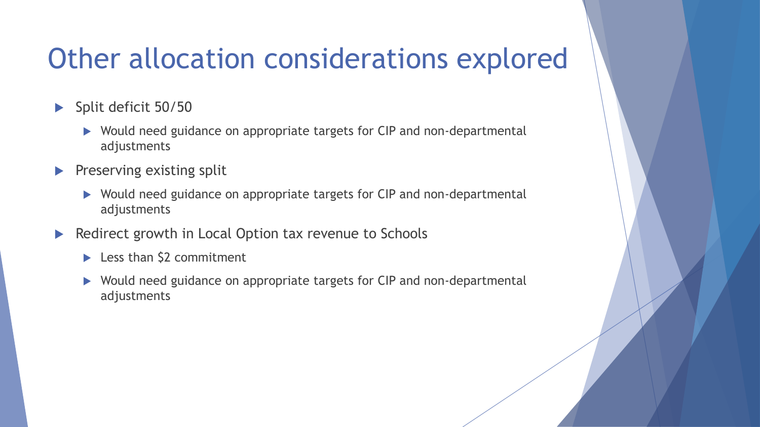# Other allocation considerations explored

- Split deficit 50/50
  - Would need guidance on appropriate targets for CIP and non-departmental adjustments
- Preserving existing split
  - Would need guidance on appropriate targets for CIP and non-departmental adjustments
- Redirect growth in Local Option tax revenue to Schools
  - Less than $2 commitment
  - Would need guidance on appropriate targets for CIP and non-departmental adjustments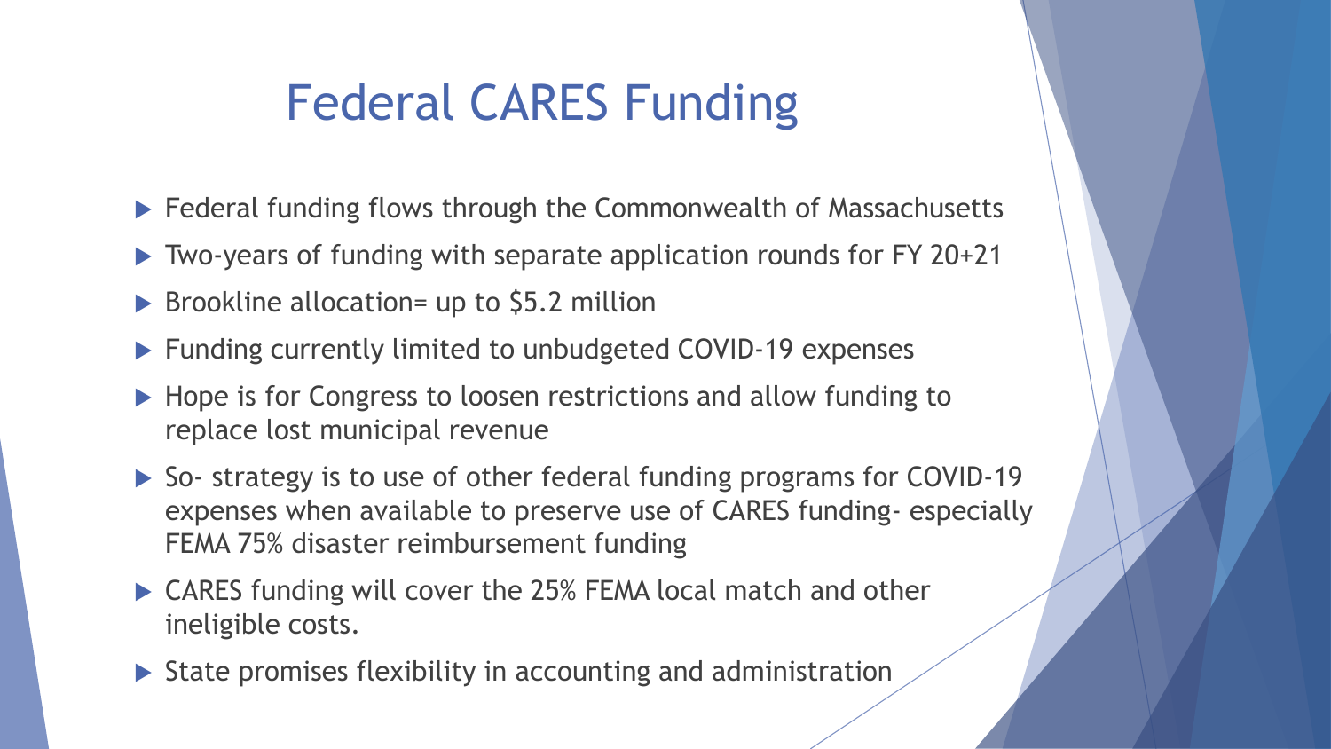# Federal CARES Funding

- Federal funding flows through the Commonwealth of Massachusetts
- Two-years of funding with separate application rounds for FY 20+21
- Brookline allocation= up to $5.2 million
- Funding currently limited to unbudgeted COVID-19 expenses
- Hope is for Congress to loosen restrictions and allow funding to replace lost municipal revenue
- So- strategy is to use of other federal funding programs for COVID-19 expenses when available to preserve use of CARES funding- especially FEMA 75% disaster reimbursement funding
- CARES funding will cover the 25% FEMA local match and other ineligible costs.
- State promises flexibility in accounting and administration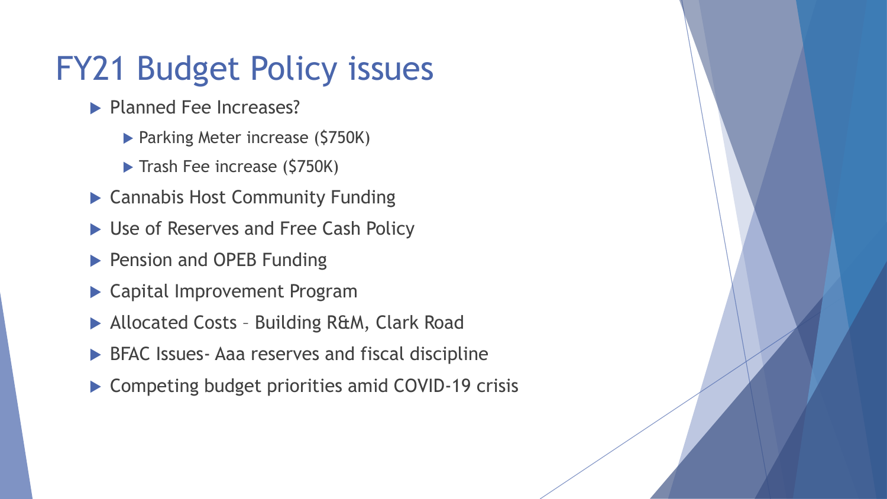# FY21 Budget Policy issues

- Planned Fee Increases?
  - Parking Meter increase ($750K)
  - Trash Fee increase ($750K)
- Cannabis Host Community Funding
- Use of Reserves and Free Cash Policy
- Pension and OPEB Funding
- Capital Improvement Program
- Allocated Costs – Building R&M, Clark Road
- BFAC Issues- Aaa reserves and fiscal discipline
- Competing budget priorities amid COVID-19 crisis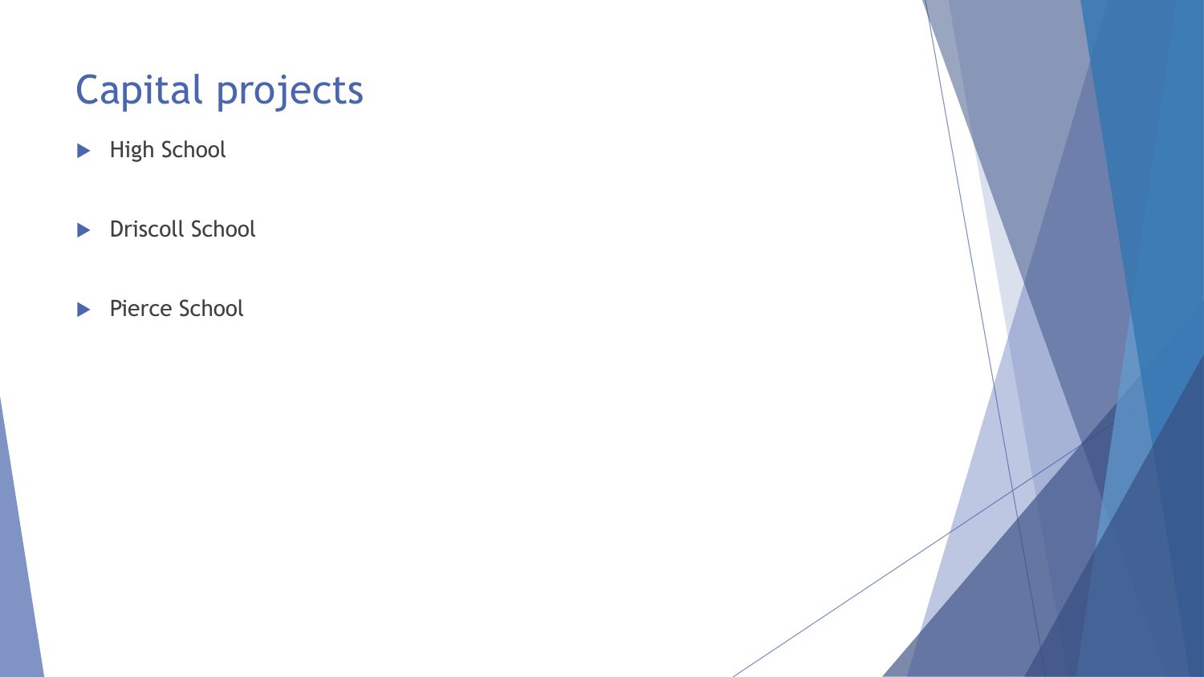# Capital projects

- High School
- Driscoll School
- Pierce School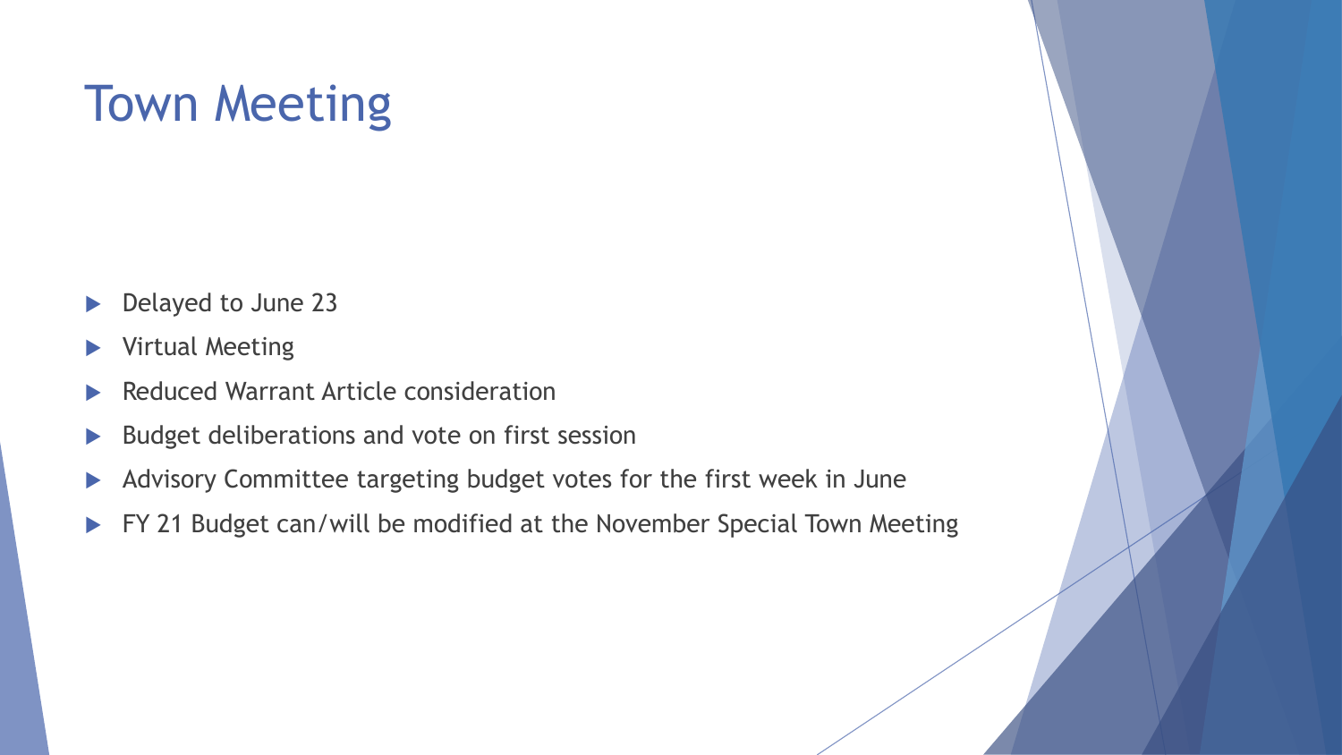# Town Meeting

- Delayed to June 23
- Virtual Meeting
- Reduced Warrant Article consideration
- Budget deliberations and vote on first session
- Advisory Committee targeting budget votes for the first week in June
- FY 21 Budget can/will be modified at the November Special Town Meeting